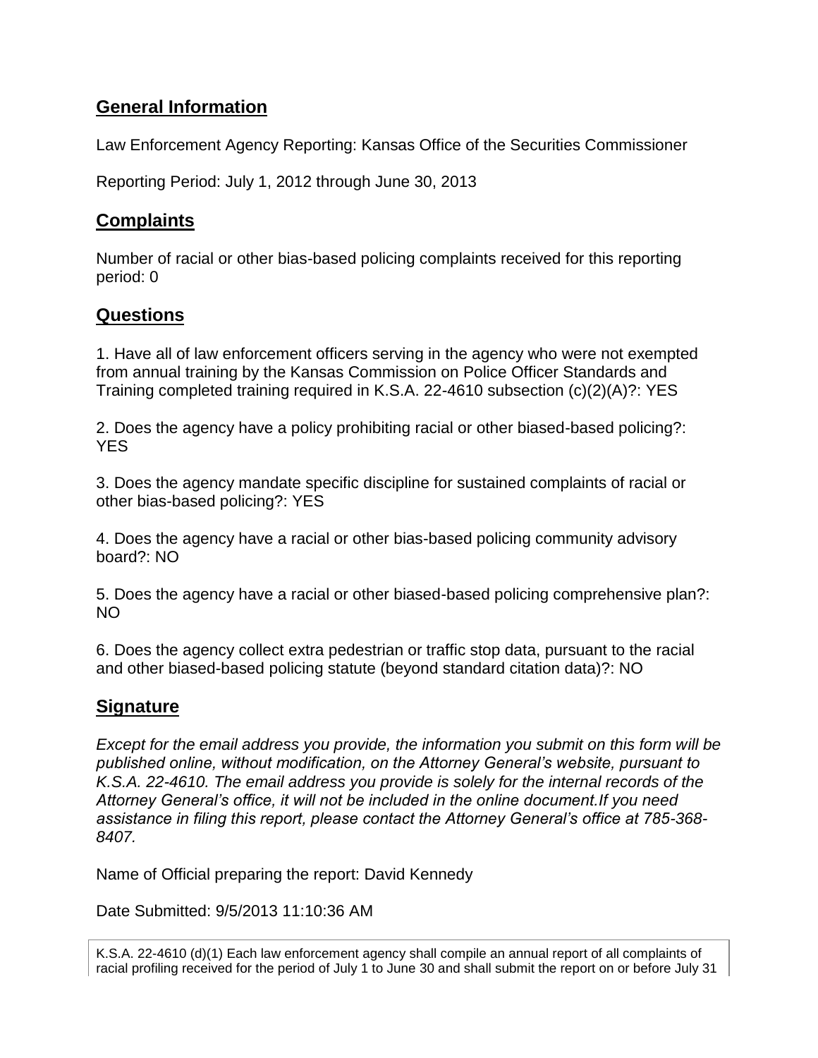## General Information

Law Enforcement Agency Reporting: Kansas Office of the Securities Commissioner

Reporting Period: July 1, 2012 through June 30, 2013

## Complaints

Number of racial or other bias-based policing complaints received for this reporting period: 0

## Questions

1. Have all of law enforcement officers serving in the agency who were not exempted from annual training by the Kansas Commission on Police Officer Standards and Training completed training required in K.S.A. 22-4610 subsection (c)(2)(A)?: YES

2. Does the agency have a policy prohibiting racial or other biased-based policing?: YES

3. Does the agency mandate specific discipline for sustained complaints of racial or other bias-based policing?: YES

4. Does the agency have a racial or other bias-based policing community advisory board?: NO

5. Does the agency have a racial or other biased-based policing comprehensive plan?: NO

6. Does the agency collect extra pedestrian or traffic stop data, pursuant to the racial and other biased-based policing statute (beyond standard citation data)?: NO

## Signature

*Except for the email address you provide, the information you submit on this form will be published online, without modification, on the Attorney General's website, pursuant to K.S.A. 22-4610. The email address you provide is solely for the internal records of the Attorney General's office, it will not be included in the online document.If you need assistance in filing this report, please contact the Attorney General's office at 785-368-8407.*

Name of Official preparing the report: David Kennedy

Date Submitted: 9/5/2013 11:10:36 AM

K.S.A. 22-4610 (d)(1) Each law enforcement agency shall compile an annual report of all complaints of racial profiling received for the period of July 1 to June 30 and shall submit the report on or before July 31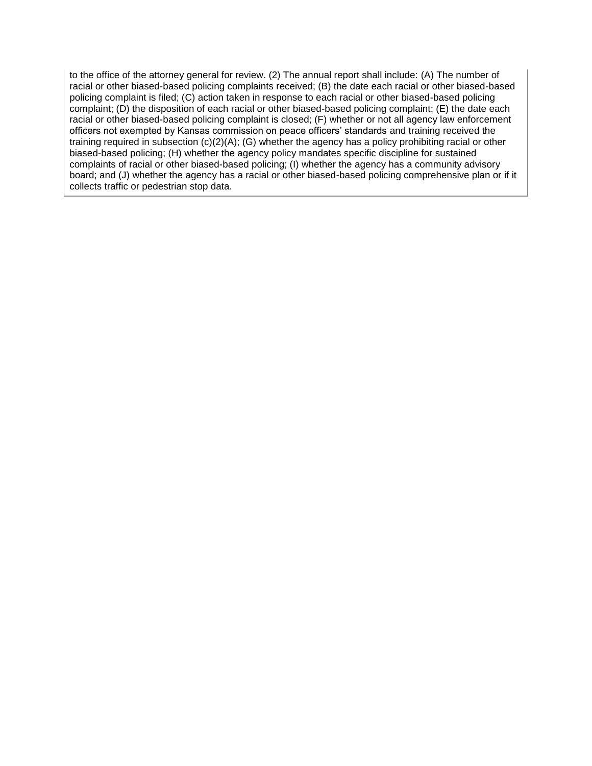to the office of the attorney general for review. (2) The annual report shall include: (A) The number of racial or other biased-based policing complaints received; (B) the date each racial or other biased-based policing complaint is filed; (C) action taken in response to each racial or other biased-based policing complaint; (D) the disposition of each racial or other biased-based policing complaint; (E) the date each racial or other biased-based policing complaint is closed; (F) whether or not all agency law enforcement officers not exempted by Kansas commission on peace officers' standards and training received the training required in subsection (c)(2)(A); (G) whether the agency has a policy prohibiting racial or other biased-based policing; (H) whether the agency policy mandates specific discipline for sustained complaints of racial or other biased-based policing; (I) whether the agency has a community advisory board; and (J) whether the agency has a racial or other biased-based policing comprehensive plan or if it collects traffic or pedestrian stop data.